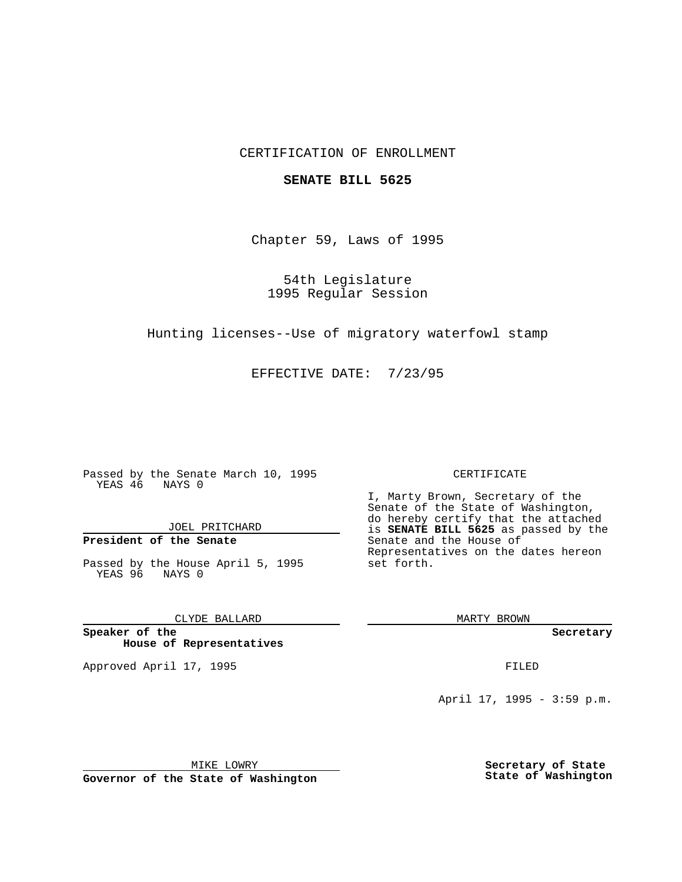CERTIFICATION OF ENROLLMENT

**SENATE BILL 5625**

Chapter 59, Laws of 1995

54th Legislature
1995 Regular Session

Hunting licenses--Use of migratory waterfowl stamp

EFFECTIVE DATE: 7/23/95

Passed by the Senate March 10, 1995
YEAS 46 NAYS 0

JOEL PRITCHARD

**President of the Senate**

Passed by the House April 5, 1995
YEAS 96 NAYS 0

CLYDE BALLARD

**Speaker of the House of Representatives**

Approved April 17, 1995

MIKE LOWRY

**Governor of the State of Washington**

CERTIFICATE

I, Marty Brown, Secretary of the Senate of the State of Washington, do hereby certify that the attached is **SENATE BILL 5625** as passed by the Senate and the House of Representatives on the dates hereon set forth.

MARTY BROWN

**Secretary**

FILED

April 17, 1995 - 3:59 p.m.

**Secretary of State**
**State of Washington**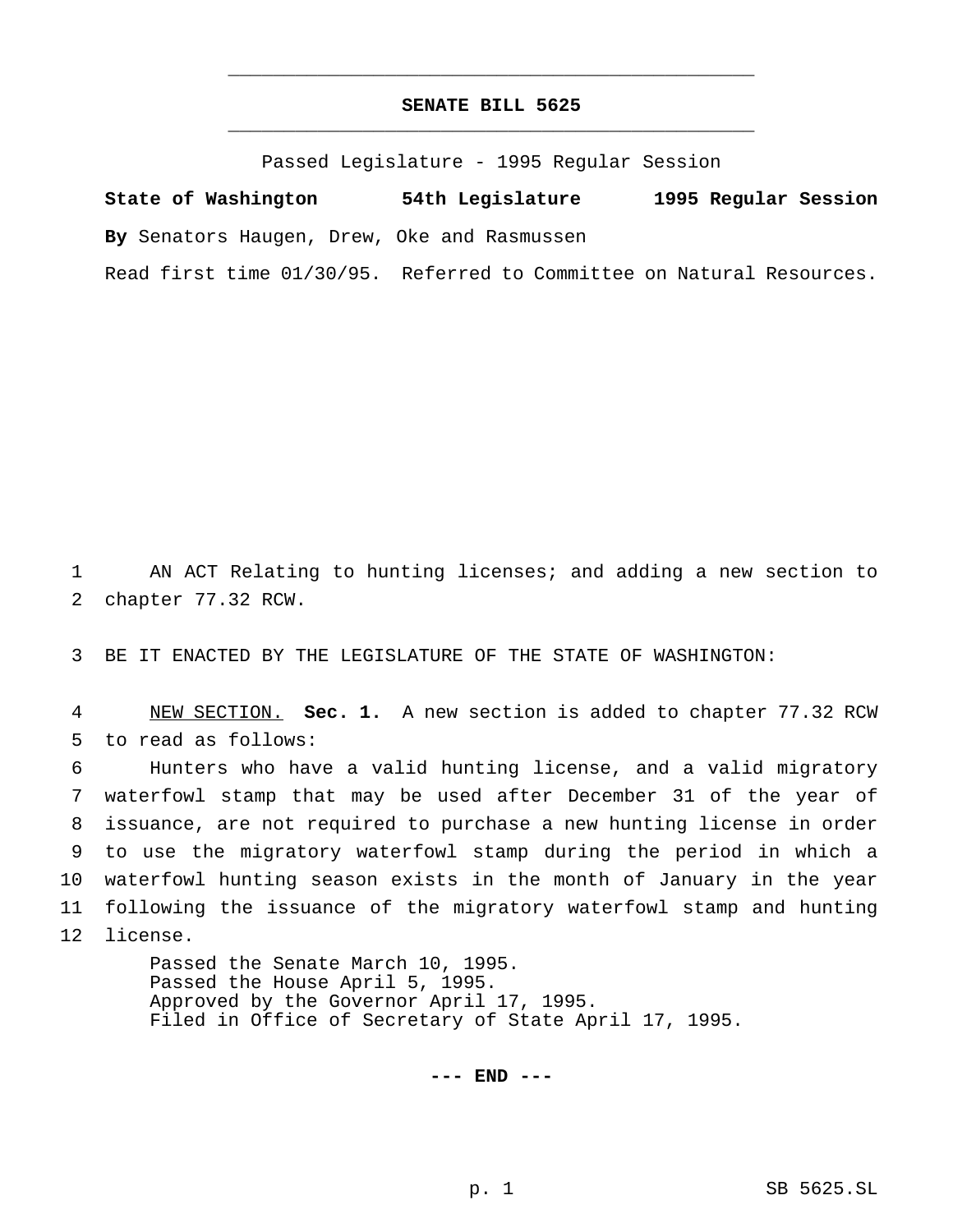# SENATE BILL 5625

Passed Legislature - 1995 Regular Session

**State of Washington 54th Legislature 1995 Regular Session**

**By** Senators Haugen, Drew, Oke and Rasmussen

Read first time 01/30/95. Referred to Committee on Natural Resources.

1 AN ACT Relating to hunting licenses; and adding a new section to
2 chapter 77.32 RCW.

3 BE IT ENACTED BY THE LEGISLATURE OF THE STATE OF WASHINGTON:

4 NEW SECTION. **Sec. 1.** A new section is added to chapter 77.32 RCW
5 to read as follows:
6 Hunters who have a valid hunting license, and a valid migratory
7 waterfowl stamp that may be used after December 31 of the year of
8 issuance, are not required to purchase a new hunting license in order
9 to use the migratory waterfowl stamp during the period in which a
10 waterfowl hunting season exists in the month of January in the year
11 following the issuance of the migratory waterfowl stamp and hunting
12 license.

Passed the Senate March 10, 1995.
Passed the House April 5, 1995.
Approved by the Governor April 17, 1995.
Filed in Office of Secretary of State April 17, 1995.

**--- END ---**